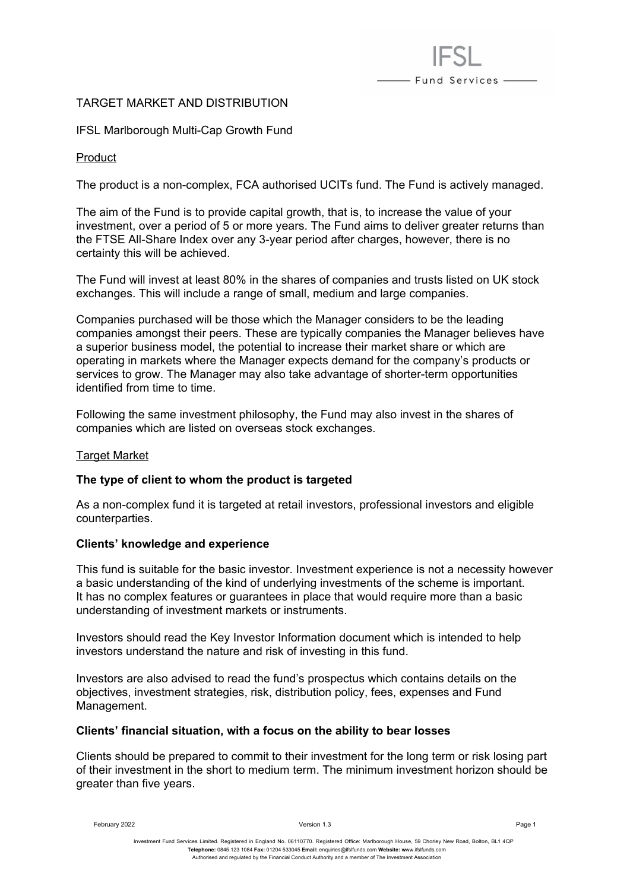# TARGET MARKET AND DISTRIBUTION

## IFSL Marlborough Multi-Cap Growth Fund

### Product

The product is a non-complex, FCA authorised UCITs fund. The Fund is actively managed.

The aim of the Fund is to provide capital growth, that is, to increase the value of your investment, over a period of 5 or more years. The Fund aims to deliver greater returns than the FTSE All-Share Index over any 3-year period after charges, however, there is no certainty this will be achieved.

The Fund will invest at least 80% in the shares of companies and trusts listed on UK stock exchanges. This will include a range of small, medium and large companies.

Companies purchased will be those which the Manager considers to be the leading companies amongst their peers. These are typically companies the Manager believes have a superior business model, the potential to increase their market share or which are operating in markets where the Manager expects demand for the company's products or services to grow. The Manager may also take advantage of shorter-term opportunities identified from time to time.

Following the same investment philosophy, the Fund may also invest in the shares of companies which are listed on overseas stock exchanges.

### Target Market

**The type of client to whom the product is targeted**

As a non-complex fund it is targeted at retail investors, professional investors and eligible counterparties.

**Clients' knowledge and experience**

This fund is suitable for the basic investor. Investment experience is not a necessity however a basic understanding of the kind of underlying investments of the scheme is important. It has no complex features or guarantees in place that would require more than a basic understanding of investment markets or instruments.

Investors should read the Key Investor Information document which is intended to help investors understand the nature and risk of investing in this fund.

Investors are also advised to read the fund's prospectus which contains details on the objectives, investment strategies, risk, distribution policy, fees, expenses and Fund Management.

**Clients' financial situation, with a focus on the ability to bear losses**

Clients should be prepared to commit to their investment for the long term or risk losing part of their investment in the short to medium term. The minimum investment horizon should be greater than five years.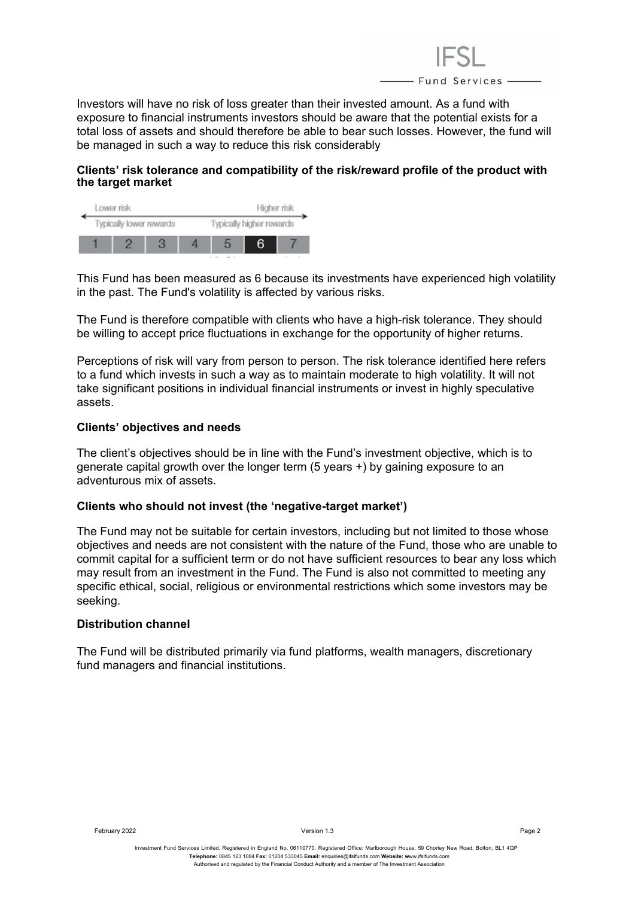Investors will have no risk of loss greater than their invested amount. As a fund with exposure to financial instruments investors should be aware that the potential exists for a total loss of assets and should therefore be able to bear such losses. However, the fund will be managed in such a way to reduce this risk considerably

**Clients' risk tolerance and compatibility of the risk/reward profile of the product with the target market**

Lower risk
Higher risk
Typically lower rewards
Typically higher rewards
1 2 3 4 5 6 7

This Fund has been measured as 6 because its investments have experienced high volatility in the past. The Fund's volatility is affected by various risks.

The Fund is therefore compatible with clients who have a high-risk tolerance. They should be willing to accept price fluctuations in exchange for the opportunity of higher returns.

Perceptions of risk will vary from person to person. The risk tolerance identified here refers to a fund which invests in such a way as to maintain moderate to high volatility. It will not take significant positions in individual financial instruments or invest in highly speculative assets.

**Clients' objectives and needs**

The client's objectives should be in line with the Fund's investment objective, which is to generate capital growth over the longer term (5 years +) by gaining exposure to an adventurous mix of assets.

**Clients who should not invest (the 'negative-target market')**

The Fund may not be suitable for certain investors, including but not limited to those whose objectives and needs are not consistent with the nature of the Fund, those who are unable to commit capital for a sufficient term or do not have sufficient resources to bear any loss which may result from an investment in the Fund. The Fund is also not committed to meeting any specific ethical, social, religious or environmental restrictions which some investors may be seeking.

**Distribution channel**

The Fund will be distributed primarily via fund platforms, wealth managers, discretionary fund managers and financial institutions.